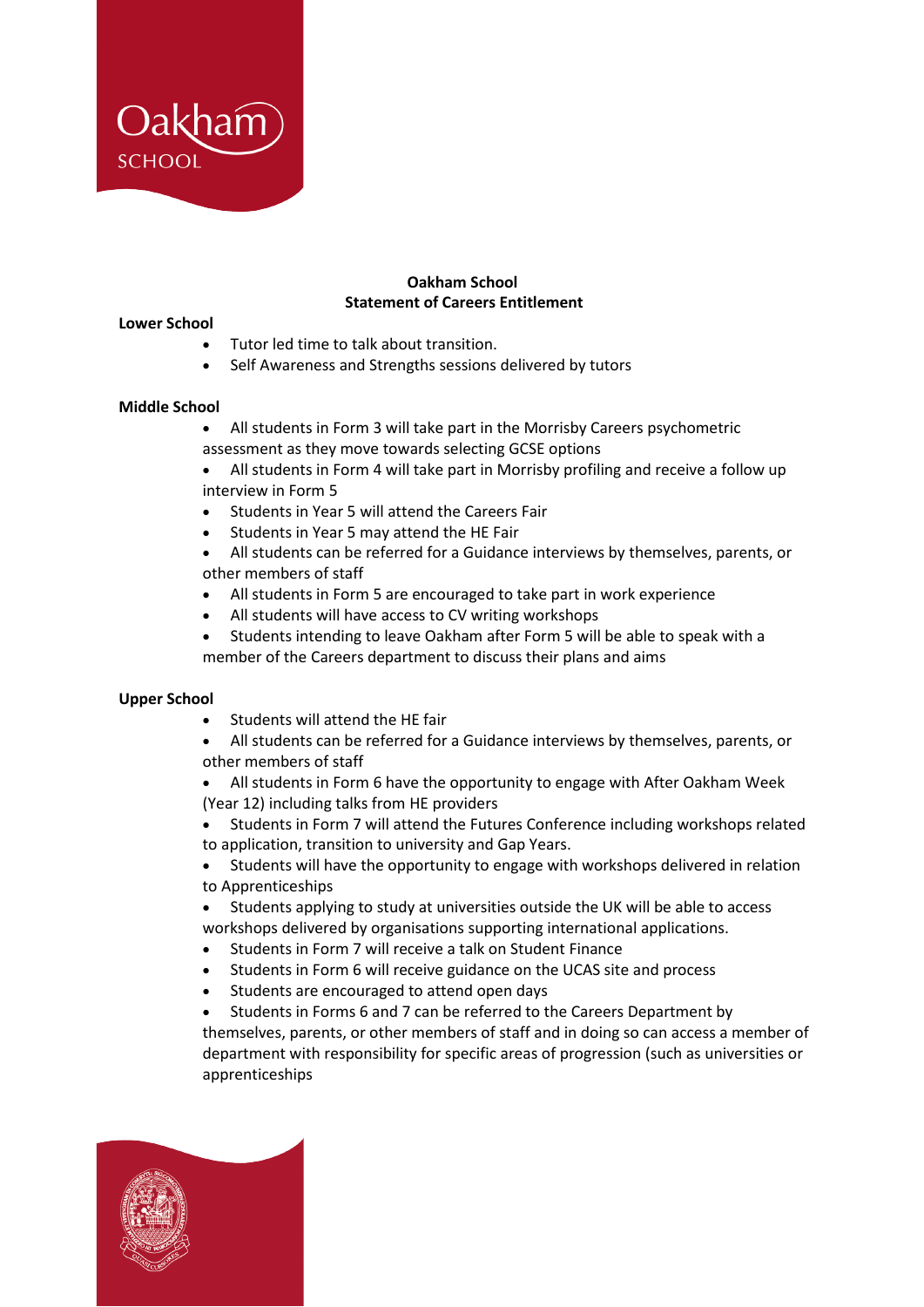**Oakham School**
**Statement of Careers Entitlement**

**Lower School**

- Tutor led time to talk about transition.
- Self Awareness and Strengths sessions delivered by tutors

**Middle School**

- All students in Form 3 will take part in the Morrisby Careers psychometric assessment as they move towards selecting GCSE options
- All students in Form 4 will take part in Morrisby profiling and receive a follow up interview in Form 5
- Students in Year 5 will attend the Careers Fair
- Students in Year 5 may attend the HE Fair
- All students can be referred for a Guidance interviews by themselves, parents, or other members of staff
- All students in Form 5 are encouraged to take part in work experience
- All students will have access to CV writing workshops
- Students intending to leave Oakham after Form 5 will be able to speak with a member of the Careers department to discuss their plans and aims

**Upper School**

- Students will attend the HE fair
- All students can be referred for a Guidance interviews by themselves, parents, or other members of staff
- All students in Form 6 have the opportunity to engage with After Oakham Week (Year 12) including talks from HE providers
- Students in Form 7 will attend the Futures Conference including workshops related to application, transition to university and Gap Years.
- Students will have the opportunity to engage with workshops delivered in relation to Apprenticeships
- Students applying to study at universities outside the UK will be able to access workshops delivered by organisations supporting international applications.
- Students in Form 7 will receive a talk on Student Finance
- Students in Form 6 will receive guidance on the UCAS site and process
- Students are encouraged to attend open days
- Students in Forms 6 and 7 can be referred to the Careers Department by themselves, parents, or other members of staff and in doing so can access a member of department with responsibility for specific areas of progression (such as universities or apprenticeships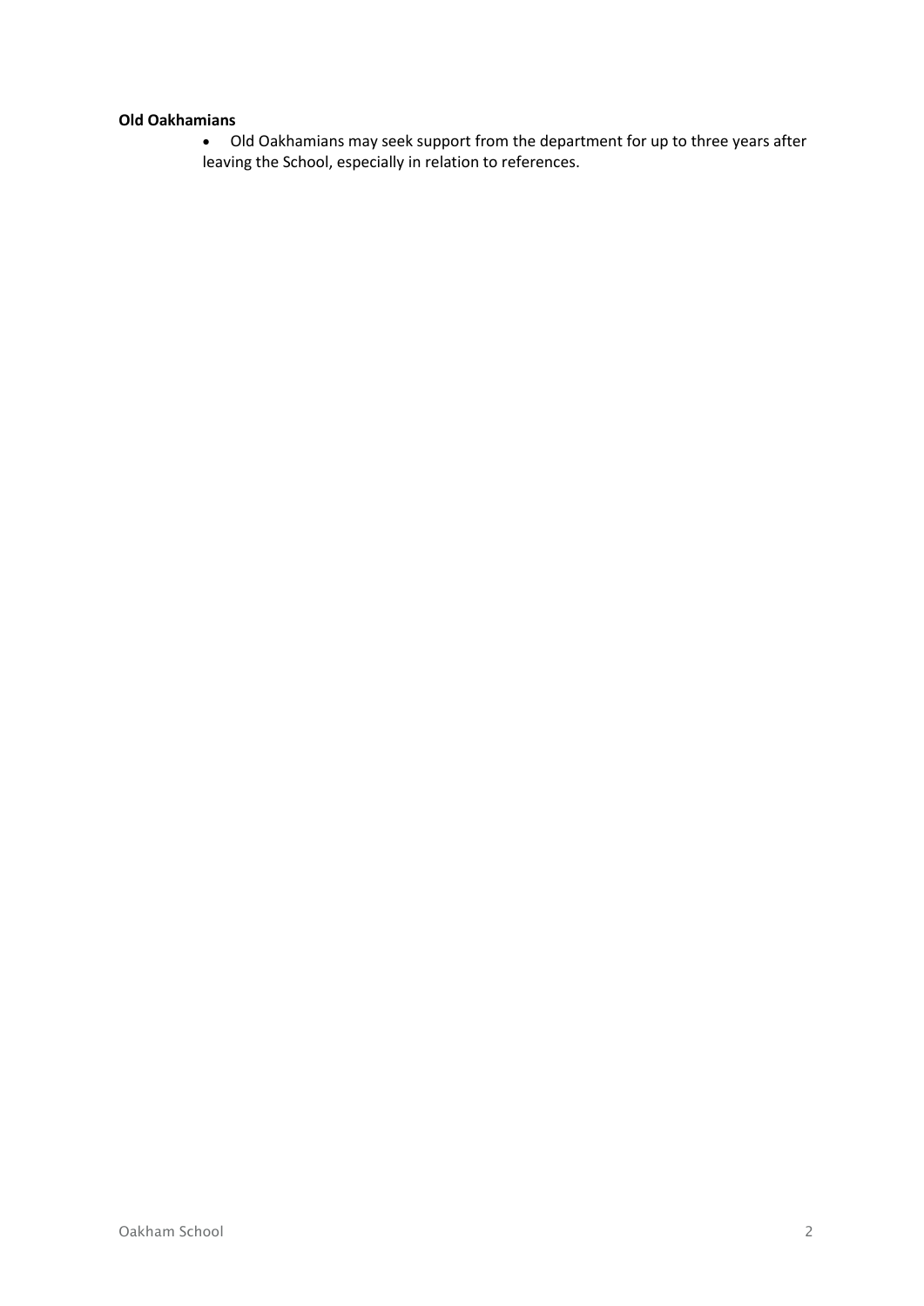**Old Oakhamians**

- Old Oakhamians may seek support from the department for up to three years after leaving the School, especially in relation to references.